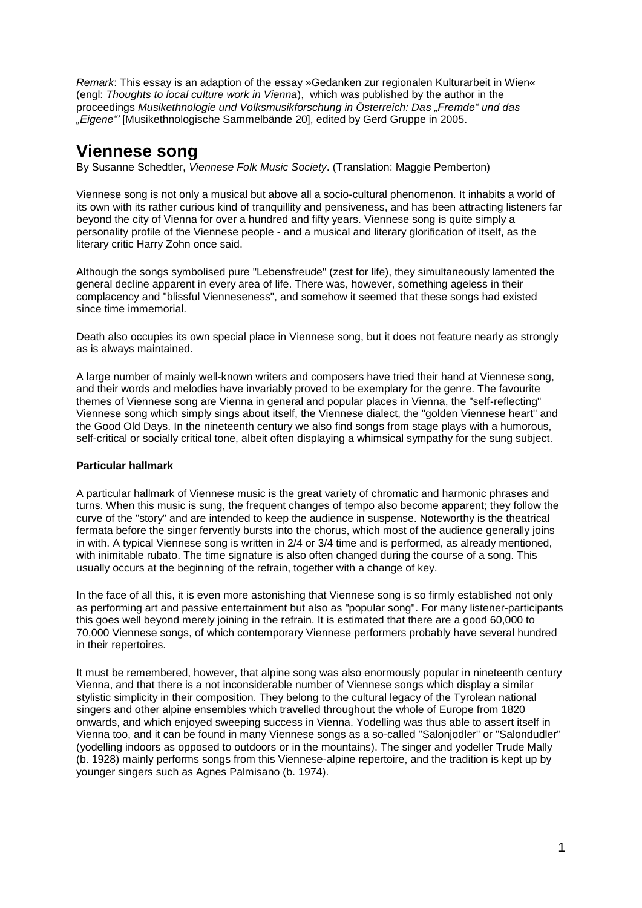*Remark*: This essay is an adaption of the essay »Gedanken zur regionalen Kulturarbeit in Wien« (engl: *Thoughts to local culture work in Vienna*), which was published by the author in the proceedings *Musikethnologie und Volksmusikforschung in Österreich: Das „Fremde" und das „Eigene"'* [Musikethnologische Sammelbände 20], edited by Gerd Gruppe in 2005.

# Viennese song

By Susanne Schedtler, *Viennese Folk Music Society*. (Translation: Maggie Pemberton)

Viennese song is not only a musical but above all a socio-cultural phenomenon. It inhabits a world of its own with its rather curious kind of tranquillity and pensiveness, and has been attracting listeners far beyond the city of Vienna for over a hundred and fifty years. Viennese song is quite simply a personality profile of the Viennese people - and a musical and literary glorification of itself, as the literary critic Harry Zohn once said.

Although the songs symbolised pure "Lebensfreude" (zest for life), they simultaneously lamented the general decline apparent in every area of life. There was, however, something ageless in their complacency and "blissful Vienneseness", and somehow it seemed that these songs had existed since time immemorial.

Death also occupies its own special place in Viennese song, but it does not feature nearly as strongly as is always maintained.

A large number of mainly well-known writers and composers have tried their hand at Viennese song, and their words and melodies have invariably proved to be exemplary for the genre. The favourite themes of Viennese song are Vienna in general and popular places in Vienna, the "self-reflecting" Viennese song which simply sings about itself, the Viennese dialect, the "golden Viennese heart" and the Good Old Days. In the nineteenth century we also find songs from stage plays with a humorous, self-critical or socially critical tone, albeit often displaying a whimsical sympathy for the sung subject.

### Particular hallmark

A particular hallmark of Viennese music is the great variety of chromatic and harmonic phrases and turns. When this music is sung, the frequent changes of tempo also become apparent; they follow the curve of the "story" and are intended to keep the audience in suspense. Noteworthy is the theatrical fermata before the singer fervently bursts into the chorus, which most of the audience generally joins in with. A typical Viennese song is written in 2/4 or 3/4 time and is performed, as already mentioned, with inimitable rubato. The time signature is also often changed during the course of a song. This usually occurs at the beginning of the refrain, together with a change of key.

In the face of all this, it is even more astonishing that Viennese song is so firmly established not only as performing art and passive entertainment but also as "popular song". For many listener-participants this goes well beyond merely joining in the refrain. It is estimated that there are a good 60,000 to 70,000 Viennese songs, of which contemporary Viennese performers probably have several hundred in their repertoires.

It must be remembered, however, that alpine song was also enormously popular in nineteenth century Vienna, and that there is a not inconsiderable number of Viennese songs which display a similar stylistic simplicity in their composition. They belong to the cultural legacy of the Tyrolean national singers and other alpine ensembles which travelled throughout the whole of Europe from 1820 onwards, and which enjoyed sweeping success in Vienna. Yodelling was thus able to assert itself in Vienna too, and it can be found in many Viennese songs as a so-called "Salonjodler" or "Salondudler" (yodelling indoors as opposed to outdoors or in the mountains). The singer and yodeller Trude Mally (b. 1928) mainly performs songs from this Viennese-alpine repertoire, and the tradition is kept up by younger singers such as Agnes Palmisano (b. 1974).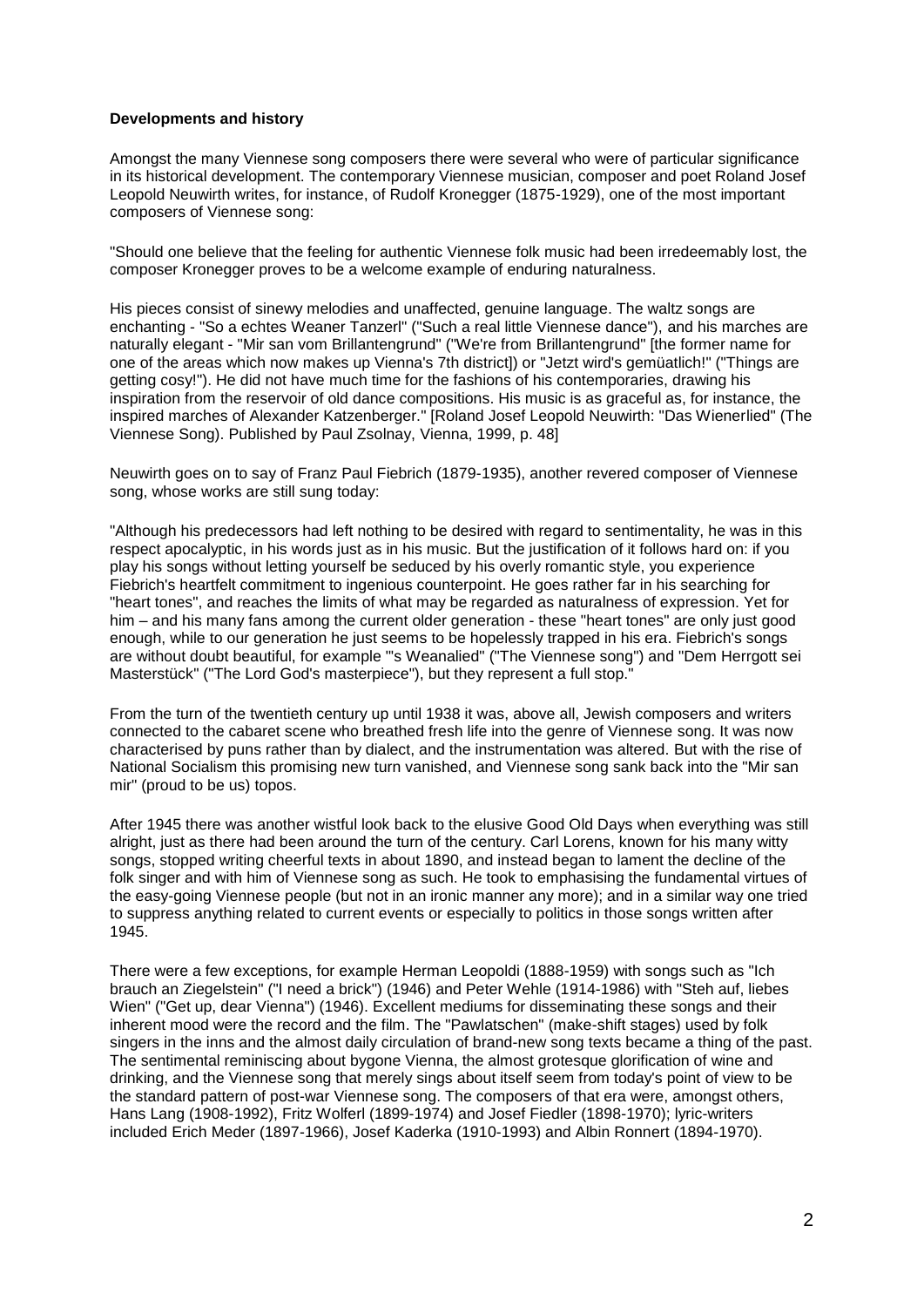**Developments and history**

Amongst the many Viennese song composers there were several who were of particular significance in its historical development. The contemporary Viennese musician, composer and poet Roland Josef Leopold Neuwirth writes, for instance, of Rudolf Kronegger (1875-1929), one of the most important composers of Viennese song:

"Should one believe that the feeling for authentic Viennese folk music had been irredeemably lost, the composer Kronegger proves to be a welcome example of enduring naturalness.

His pieces consist of sinewy melodies and unaffected, genuine language. The waltz songs are enchanting - "So a echtes Weaner Tanzerl" ("Such a real little Viennese dance"), and his marches are naturally elegant - "Mir san vom Brillantengrund" ("We're from Brillantengrund" [the former name for one of the areas which now makes up Vienna's 7th district]) or "Jetzt wird's gemüatlich!" ("Things are getting cosy!"). He did not have much time for the fashions of his contemporaries, drawing his inspiration from the reservoir of old dance compositions. His music is as graceful as, for instance, the inspired marches of Alexander Katzenberger." [Roland Josef Leopold Neuwirth: "Das Wienerlied" (The Viennese Song). Published by Paul Zsolnay, Vienna, 1999, p. 48]

Neuwirth goes on to say of Franz Paul Fiebrich (1879-1935), another revered composer of Viennese song, whose works are still sung today:

"Although his predecessors had left nothing to be desired with regard to sentimentality, he was in this respect apocalyptic, in his words just as in his music. But the justification of it follows hard on: if you play his songs without letting yourself be seduced by his overly romantic style, you experience Fiebrich's heartfelt commitment to ingenious counterpoint. He goes rather far in his searching for "heart tones", and reaches the limits of what may be regarded as naturalness of expression. Yet for him – and his many fans among the current older generation - these "heart tones" are only just good enough, while to our generation he just seems to be hopelessly trapped in his era. Fiebrich's songs are without doubt beautiful, for example "'s Weanalied" ("The Viennese song") and "Dem Herrgott sei Masterstück" ("The Lord God's masterpiece"), but they represent a full stop."

From the turn of the twentieth century up until 1938 it was, above all, Jewish composers and writers connected to the cabaret scene who breathed fresh life into the genre of Viennese song. It was now characterised by puns rather than by dialect, and the instrumentation was altered. But with the rise of National Socialism this promising new turn vanished, and Viennese song sank back into the "Mir san mir" (proud to be us) topos.

After 1945 there was another wistful look back to the elusive Good Old Days when everything was still alright, just as there had been around the turn of the century. Carl Lorens, known for his many witty songs, stopped writing cheerful texts in about 1890, and instead began to lament the decline of the folk singer and with him of Viennese song as such. He took to emphasising the fundamental virtues of the easy-going Viennese people (but not in an ironic manner any more); and in a similar way one tried to suppress anything related to current events or especially to politics in those songs written after 1945.

There were a few exceptions, for example Herman Leopoldi (1888-1959) with songs such as "Ich brauch an Ziegelstein" ("I need a brick") (1946) and Peter Wehle (1914-1986) with "Steh auf, liebes Wien" ("Get up, dear Vienna") (1946). Excellent mediums for disseminating these songs and their inherent mood were the record and the film. The "Pawlatschen" (make-shift stages) used by folk singers in the inns and the almost daily circulation of brand-new song texts became a thing of the past. The sentimental reminiscing about bygone Vienna, the almost grotesque glorification of wine and drinking, and the Viennese song that merely sings about itself seem from today's point of view to be the standard pattern of post-war Viennese song. The composers of that era were, amongst others, Hans Lang (1908-1992), Fritz Wolferl (1899-1974) and Josef Fiedler (1898-1970); lyric-writers included Erich Meder (1897-1966), Josef Kaderka (1910-1993) and Albin Ronnert (1894-1970).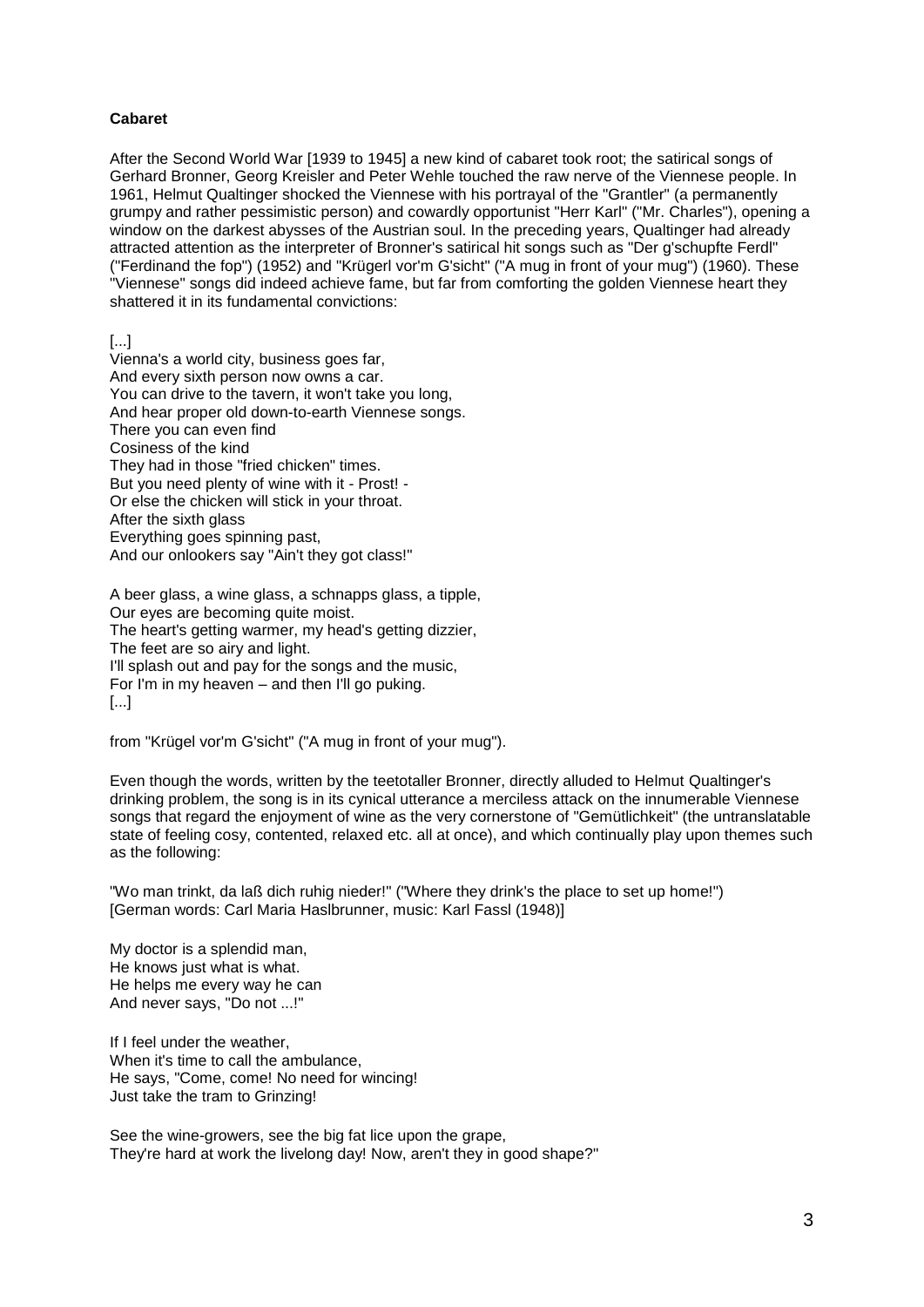**Cabaret**

After the Second World War [1939 to 1945] a new kind of cabaret took root; the satirical songs of Gerhard Bronner, Georg Kreisler and Peter Wehle touched the raw nerve of the Viennese people. In 1961, Helmut Qualtinger shocked the Viennese with his portrayal of the "Grantler" (a permanently grumpy and rather pessimistic person) and cowardly opportunist "Herr Karl" ("Mr. Charles"), opening a window on the darkest abysses of the Austrian soul. In the preceding years, Qualtinger had already attracted attention as the interpreter of Bronner's satirical hit songs such as "Der g'schupfte Ferdl" ("Ferdinand the fop") (1952) and "Krügerl vor'm G'sicht" ("A mug in front of your mug") (1960). These "Viennese" songs did indeed achieve fame, but far from comforting the golden Viennese heart they shattered it in its fundamental convictions:

[...]
Vienna's a world city, business goes far,
And every sixth person now owns a car.
You can drive to the tavern, it won't take you long,
And hear proper old down-to-earth Viennese songs.
There you can even find
Cosiness of the kind
They had in those "fried chicken" times.
But you need plenty of wine with it - Prost! -
Or else the chicken will stick in your throat.
After the sixth glass
Everything goes spinning past,
And our onlookers say "Ain't they got class!"

A beer glass, a wine glass, a schnapps glass, a tipple,
Our eyes are becoming quite moist.
The heart's getting warmer, my head's getting dizzier,
The feet are so airy and light.
I'll splash out and pay for the songs and the music,
For I'm in my heaven – and then I'll go puking.
[...]

from "Krügel vor'm G'sicht" ("A mug in front of your mug").

Even though the words, written by the teetotaller Bronner, directly alluded to Helmut Qualtinger's drinking problem, the song is in its cynical utterance a merciless attack on the innumerable Viennese songs that regard the enjoyment of wine as the very cornerstone of "Gemütlichkeit" (the untranslatable state of feeling cosy, contented, relaxed etc. all at once), and which continually play upon themes such as the following:

"Wo man trinkt, da laß dich ruhig nieder!" ("Where they drink's the place to set up home!") [German words: Carl Maria Haslbrunner, music: Karl Fassl (1948)]

My doctor is a splendid man,
He knows just what is what.
He helps me every way he can
And never says, "Do not ...!"

If I feel under the weather,
When it's time to call the ambulance,
He says, "Come, come! No need for wincing!
Just take the tram to Grinzing!

See the wine-growers, see the big fat lice upon the grape,
They're hard at work the livelong day! Now, aren't they in good shape?"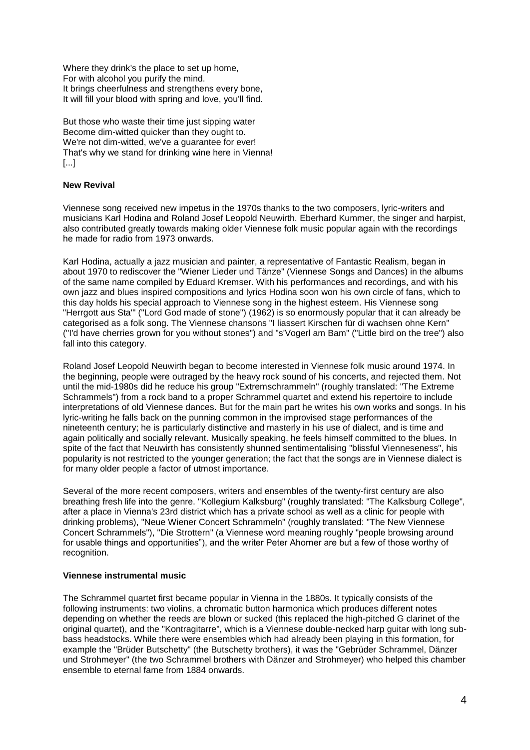Where they drink's the place to set up home,
For with alcohol you purify the mind.
It brings cheerfulness and strengthens every bone,
It will fill your blood with spring and love, you'll find.

But those who waste their time just sipping water
Become dim-witted quicker than they ought to.
We're not dim-witted, we've a guarantee for ever!
That's why we stand for drinking wine here in Vienna!
[...]

**New Revival**

Viennese song received new impetus in the 1970s thanks to the two composers, lyric-writers and musicians Karl Hodina and Roland Josef Leopold Neuwirth. Eberhard Kummer, the singer and harpist, also contributed greatly towards making older Viennese folk music popular again with the recordings he made for radio from 1973 onwards.

Karl Hodina, actually a jazz musician and painter, a representative of Fantastic Realism, began in about 1970 to rediscover the "Wiener Lieder und Tänze" (Viennese Songs and Dances) in the albums of the same name compiled by Eduard Kremser. With his performances and recordings, and with his own jazz and blues inspired compositions and lyrics Hodina soon won his own circle of fans, which to this day holds his special approach to Viennese song in the highest esteem. His Viennese song "Herrgott aus Sta'" ("Lord God made of stone") (1962) is so enormously popular that it can already be categorised as a folk song. The Viennese chansons "I liassert Kirschen für di wachsen ohne Kern" ("I'd have cherries grown for you without stones") and "s'Vogerl am Bam" ("Little bird on the tree") also fall into this category.

Roland Josef Leopold Neuwirth began to become interested in Viennese folk music around 1974. In the beginning, people were outraged by the heavy rock sound of his concerts, and rejected them. Not until the mid-1980s did he reduce his group "Extremschrammeln" (roughly translated: "The Extreme Schrammels") from a rock band to a proper Schrammel quartet and extend his repertoire to include interpretations of old Viennese dances. But for the main part he writes his own works and songs. In his lyric-writing he falls back on the punning common in the improvised stage performances of the nineteenth century; he is particularly distinctive and masterly in his use of dialect, and is time and again politically and socially relevant. Musically speaking, he feels himself committed to the blues. In spite of the fact that Neuwirth has consistently shunned sentimentalising "blissful Vienneseness", his popularity is not restricted to the younger generation; the fact that the songs are in Viennese dialect is for many older people a factor of utmost importance.

Several of the more recent composers, writers and ensembles of the twenty-first century are also breathing fresh life into the genre. "Kollegium Kalksburg" (roughly translated: "The Kalksburg College", after a place in Vienna's 23rd district which has a private school as well as a clinic for people with drinking problems), "Neue Wiener Concert Schrammeln" (roughly translated: "The New Viennese Concert Schrammels"), "Die Strottern" (a Viennese word meaning roughly "people browsing around for usable things and opportunities"), and the writer Peter Ahorner are but a few of those worthy of recognition.

**Viennese instrumental music**

The Schrammel quartet first became popular in Vienna in the 1880s. It typically consists of the following instruments: two violins, a chromatic button harmonica which produces different notes depending on whether the reeds are blown or sucked (this replaced the high-pitched G clarinet of the original quartet), and the "Kontragitarre", which is a Viennese double-necked harp guitar with long sub-bass headstocks. While there were ensembles which had already been playing in this formation, for example the "Brüder Butschetty" (the Butschetty brothers), it was the "Gebrüder Schrammel, Dänzer und Strohmeyer" (the two Schrammel brothers with Dänzer and Strohmeyer) who helped this chamber ensemble to eternal fame from 1884 onwards.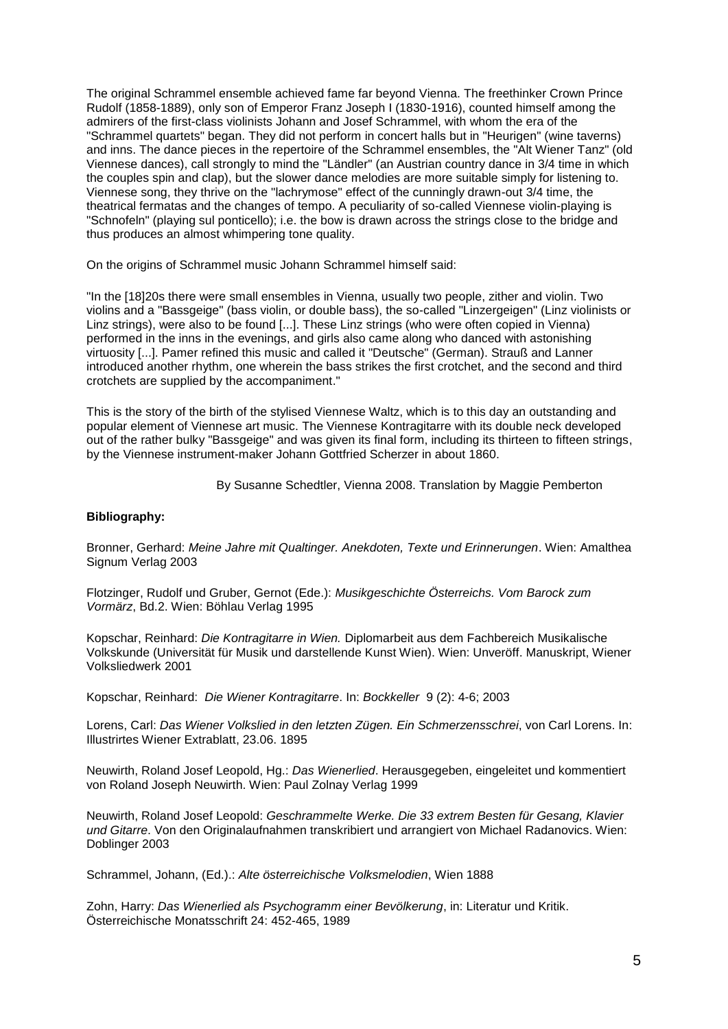The original Schrammel ensemble achieved fame far beyond Vienna. The freethinker Crown Prince Rudolf (1858-1889), only son of Emperor Franz Joseph I (1830-1916), counted himself among the admirers of the first-class violinists Johann and Josef Schrammel, with whom the era of the "Schrammel quartets" began. They did not perform in concert halls but in "Heurigen" (wine taverns) and inns. The dance pieces in the repertoire of the Schrammel ensembles, the "Alt Wiener Tanz" (old Viennese dances), call strongly to mind the "Ländler" (an Austrian country dance in 3/4 time in which the couples spin and clap), but the slower dance melodies are more suitable simply for listening to. Viennese song, they thrive on the "lachrymose" effect of the cunningly drawn-out 3/4 time, the theatrical fermatas and the changes of tempo. A peculiarity of so-called Viennese violin-playing is "Schnofeln" (playing sul ponticello); i.e. the bow is drawn across the strings close to the bridge and thus produces an almost whimpering tone quality.

On the origins of Schrammel music Johann Schrammel himself said:

"In the [18]20s there were small ensembles in Vienna, usually two people, zither and violin. Two violins and a "Bassgeige" (bass violin, or double bass), the so-called "Linzergeigen" (Linz violinists or Linz strings), were also to be found [...]. These Linz strings (who were often copied in Vienna) performed in the inns in the evenings, and girls also came along who danced with astonishing virtuosity [...]. Pamer refined this music and called it "Deutsche" (German). Strauß and Lanner introduced another rhythm, one wherein the bass strikes the first crotchet, and the second and third crotchets are supplied by the accompaniment."

This is the story of the birth of the stylised Viennese Waltz, which is to this day an outstanding and popular element of Viennese art music. The Viennese Kontragitarre with its double neck developed out of the rather bulky "Bassgeige" and was given its final form, including its thirteen to fifteen strings, by the Viennese instrument-maker Johann Gottfried Scherzer in about 1860.

By Susanne Schedtler, Vienna 2008. Translation by Maggie Pemberton

**Bibliography:**

Bronner, Gerhard: *Meine Jahre mit Qualtinger. Anekdoten, Texte und Erinnerungen*. Wien: Amalthea Signum Verlag 2003

Flotzinger, Rudolf und Gruber, Gernot (Ede.): *Musikgeschichte Österreichs. Vom Barock zum Vormärz*, Bd.2. Wien: Böhlau Verlag 1995

Kopschar, Reinhard: *Die Kontragitarre in Wien.* Diplomarbeit aus dem Fachbereich Musikalische Volkskunde (Universität für Musik und darstellende Kunst Wien). Wien: Unveröff. Manuskript, Wiener Volksliedwerk 2001

Kopschar, Reinhard: *Die Wiener Kontragitarre*. In: *Bockkeller* 9 (2): 4-6; 2003

Lorens, Carl: *Das Wiener Volkslied in den letzten Zügen. Ein Schmerzensschrei*, von Carl Lorens. In: Illustrirtes Wiener Extrablatt, 23.06. 1895

Neuwirth, Roland Josef Leopold, Hg.: *Das Wienerlied*. Herausgegeben, eingeleitet und kommentiert von Roland Joseph Neuwirth. Wien: Paul Zolnay Verlag 1999

Neuwirth, Roland Josef Leopold: *Geschrammelte Werke. Die 33 extrem Besten für Gesang, Klavier und Gitarre*. Von den Originalaufnahmen transkribiert und arrangiert von Michael Radanovics. Wien: Doblinger 2003

Schrammel, Johann, (Ed.).: *Alte österreichische Volksmelodien*, Wien 1888

Zohn, Harry: *Das Wienerlied als Psychogramm einer Bevölkerung*, in: Literatur und Kritik. Österreichische Monatsschrift 24: 452-465, 1989